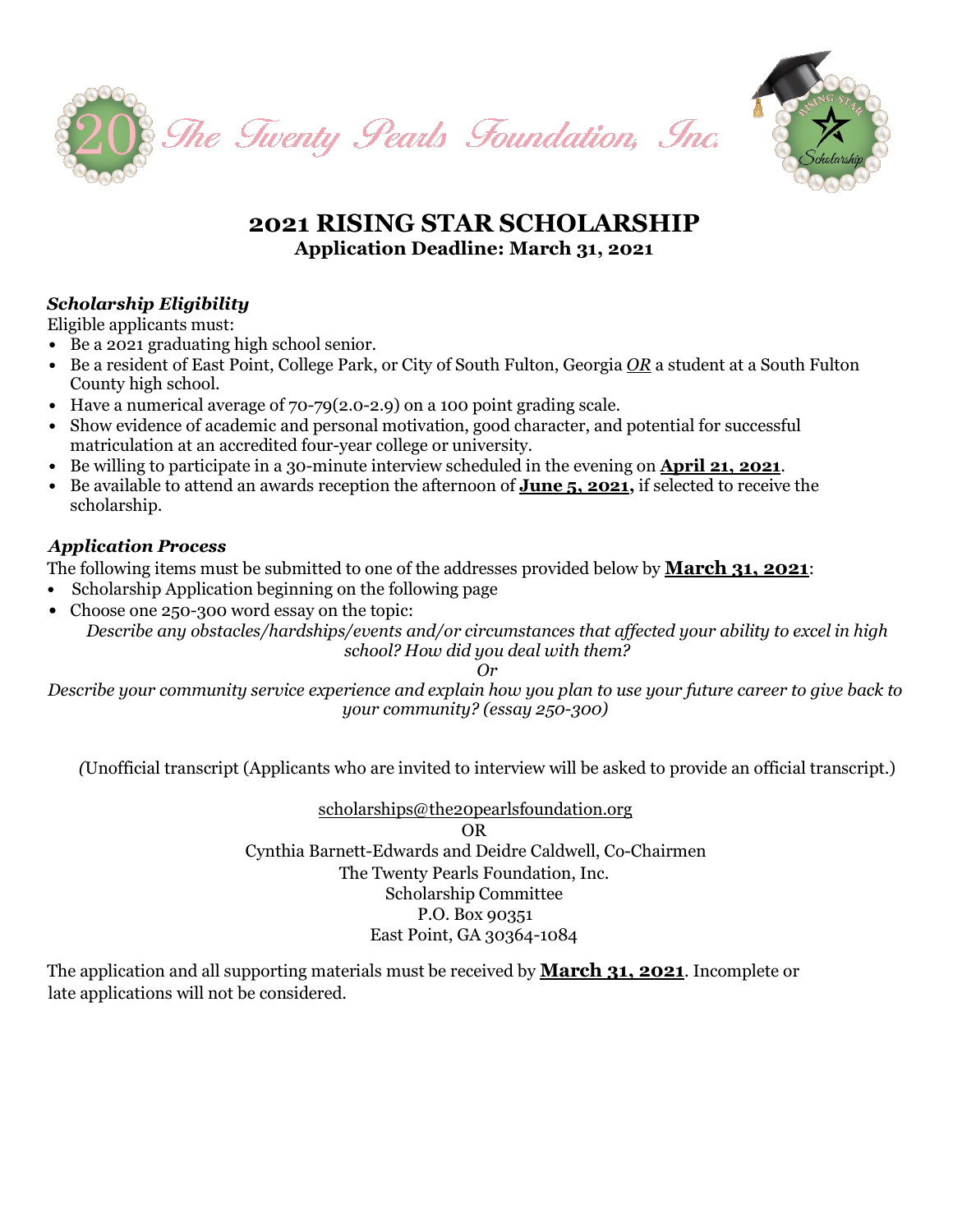The Twenty Pearls Foundation, Inc.

# 2021 RISING STAR SCHOLARSHIP

**Application Deadline: March 31, 2021**

***Scholarship Eligibility***

Eligible applicants must:

- Be a 2021 graduating high school senior.
- Be a resident of East Point, College Park, or City of South Fulton, Georgia ***OR*** a student at a South Fulton County high school.
- Have a numerical average of 70-79(2.0-2.9) on a 100 point grading scale.
- Show evidence of academic and personal motivation, good character, and potential for successful matriculation at an accredited four-year college or university.
- Be willing to participate in a 30-minute interview scheduled in the evening on **April 21, 2021**.
- Be available to attend an awards reception the afternoon of **June 5, 2021,** if selected to receive the scholarship.

***Application Process***

The following items must be submitted to one of the addresses provided below by **March 31, 2021**:

- Scholarship Application beginning on the following page
- Choose one 250-300 word essay on the topic:

*Describe any obstacles/hardships/events and/or circumstances that affected your ability to excel in high school? How did you deal with them?*

*Or*

*Describe your community service experience and explain how you plan to use your future career to give back to your community? (essay 250-300)*

*(*Unofficial transcript (Applicants who are invited to interview will be asked to provide an official transcript.)

scholarships@the20pearlsfoundation.org

OR

Cynthia Barnett-Edwards and Deidre Caldwell, Co-Chairmen
The Twenty Pearls Foundation, Inc.
Scholarship Committee
P.O. Box 90351
East Point, GA 30364-1084

The application and all supporting materials must be received by **March 31, 2021**. Incomplete or late applications will not be considered.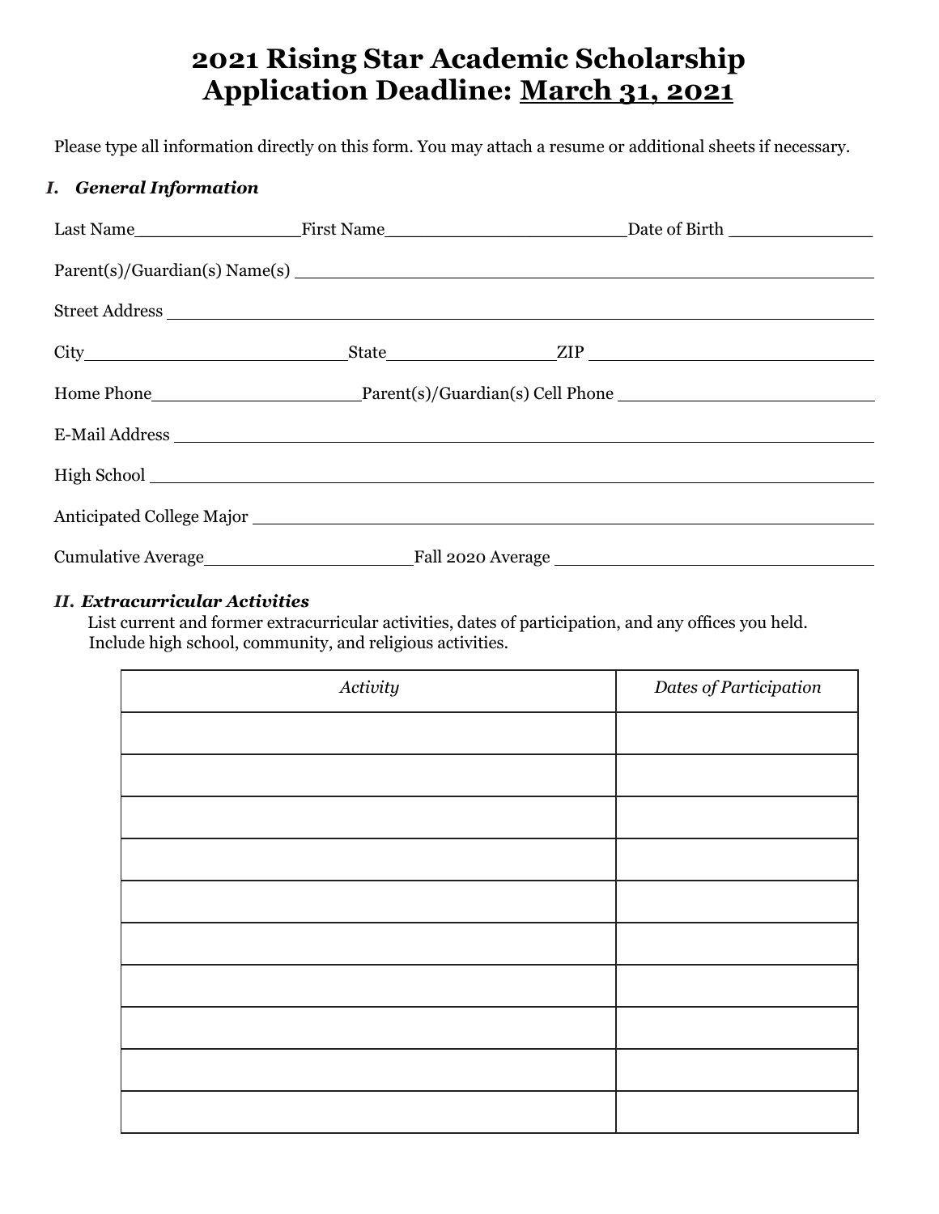# 2021 Rising Star Academic Scholarship
# Application Deadline: March 31, 2021

Please type all information directly on this form. You may attach a resume or additional sheets if necessary.

### I. *General Information*

Last Name________________ First Name______________________ Date of Birth ______________

Parent(s)/Guardian(s) Name(s) ______________________________________________

Street Address ______________________________________________

City________________________ State________________ ZIP ________________________

Home Phone____________________ Parent(s)/Guardian(s) Cell Phone ________________________

E-Mail Address ______________________________________________

High School ______________________________________________

Anticipated College Major ______________________________________________

Cumulative Average____________________ Fall 2020 Average ____________________________

### II. *Extracurricular Activities*

List current and former extracurricular activities, dates of participation, and any offices you held. Include high school, community, and religious activities.

| *Activity* | *Dates of Participation* |
|---|---|
| | |
| | |
| | |
| | |
| | |
| | |
| | |
| | |
| | |
| | |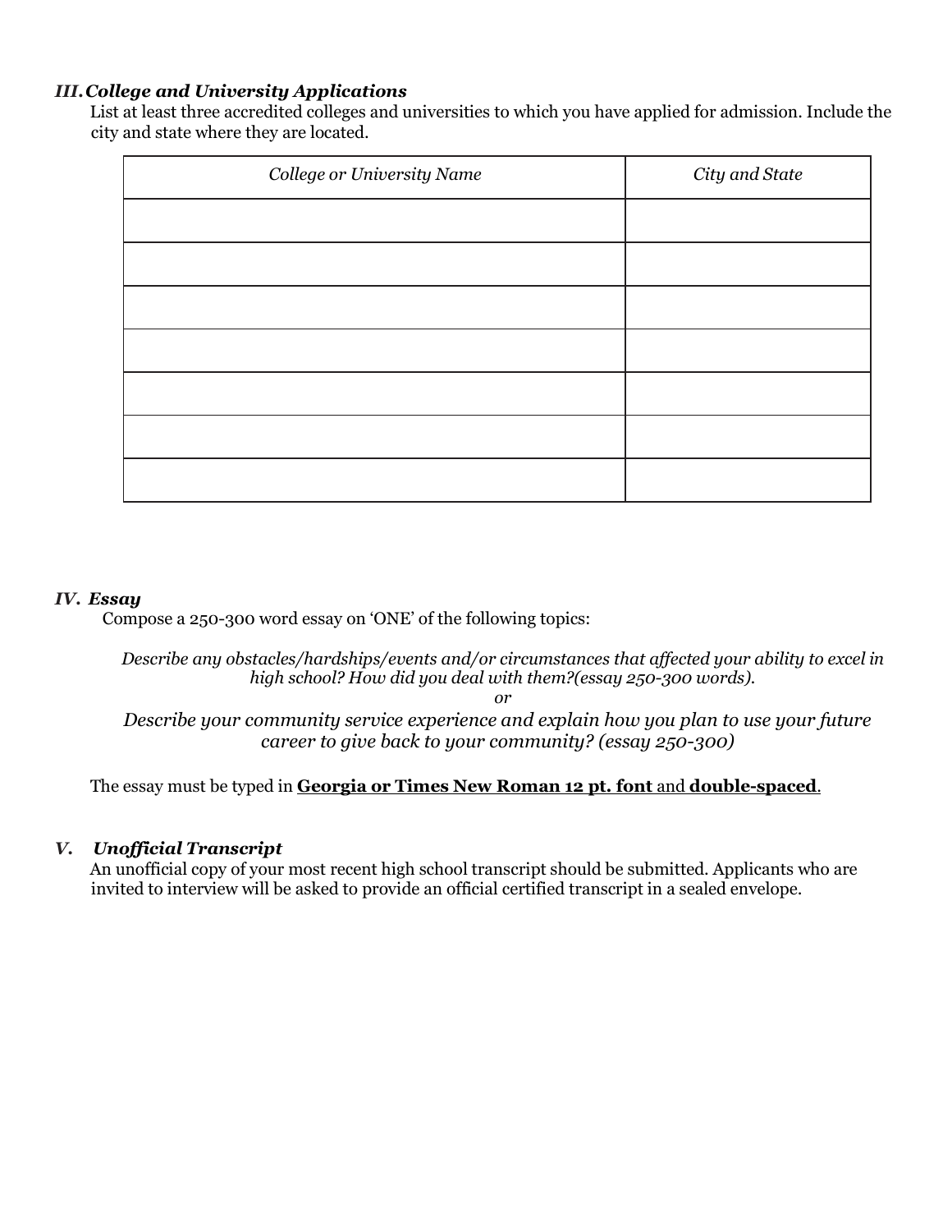### *III. College and University Applications*

List at least three accredited colleges and universities to which you have applied for admission. Include the city and state where they are located.

| *College or University Name* | *City and State* |
| --- | --- |
| | |
| | |
| | |
| | |
| | |
| | |
| | |

### *IV. Essay*

Compose a 250-300 word essay on 'ONE' of the following topics:

*Describe any obstacles/hardships/events and/or circumstances that affected your ability to excel in high school? How did you deal with them?(essay 250-300 words).*

*or*

*Describe your community service experience and explain how you plan to use your future career to give back to your community? (essay 250-300)*

The essay must be typed in **Georgia or Times New Roman 12 pt. font** and **double-spaced**.

### *V. Unofficial Transcript*

An unofficial copy of your most recent high school transcript should be submitted. Applicants who are invited to interview will be asked to provide an official certified transcript in a sealed envelope.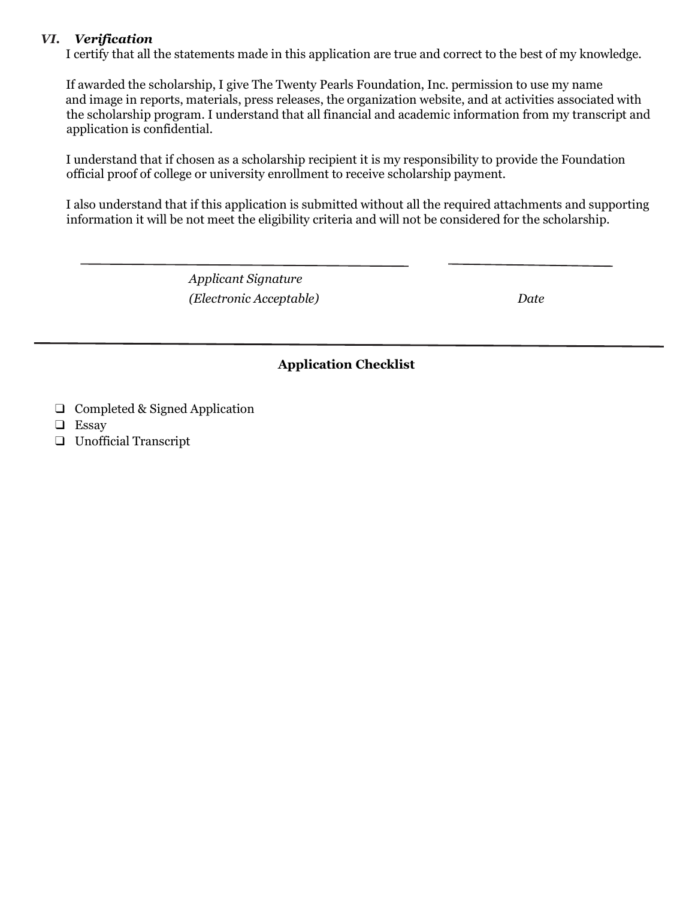## *VI. Verification*

I certify that all the statements made in this application are true and correct to the best of my knowledge.

If awarded the scholarship, I give The Twenty Pearls Foundation, Inc. permission to use my name and image in reports, materials, press releases, the organization website, and at activities associated with the scholarship program. I understand that all financial and academic information from my transcript and application is confidential.

I understand that if chosen as a scholarship recipient it is my responsibility to provide the Foundation official proof of college or university enrollment to receive scholarship payment.

I also understand that if this application is submitted without all the required attachments and supporting information it will be not meet the eligibility criteria and will not be considered for the scholarship.

\_\_\_\_\_\_\_\_\_\_\_\_\_\_\_\_\_\_\_\_\_\_\_\_\_\_\_\_\_\_\_\_\_\_\_\_\_\_\_\_ \_\_\_\_\_\_\_\_\_\_\_\_\_\_\_\_\_\_\_\_

*Applicant Signature*
*(Electronic Acceptable)* *Date*

---

**Application Checklist**

- ❑ Completed & Signed Application
- ❑ Essay
- ❑ Unofficial Transcript